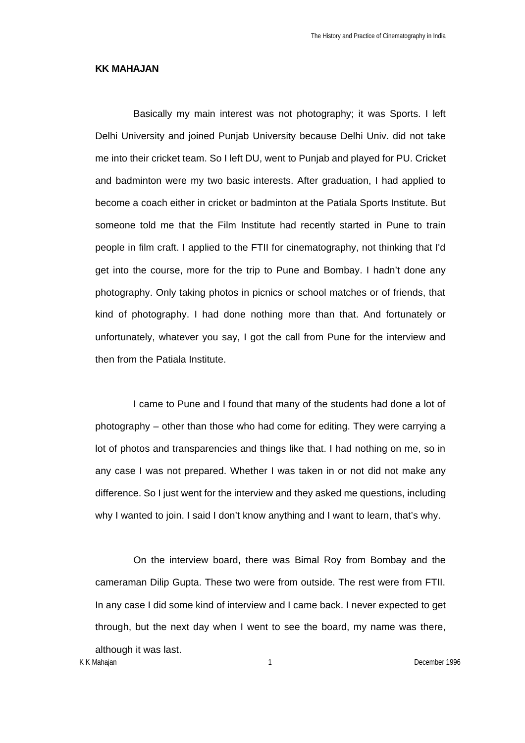**KK MAHAJAN**

Basically my main interest was not photography; it was Sports. I left Delhi University and joined Punjab University because Delhi Univ. did not take me into their cricket team. So I left DU, went to Punjab and played for PU. Cricket and badminton were my two basic interests. After graduation, I had applied to become a coach either in cricket or badminton at the Patiala Sports Institute. But someone told me that the Film Institute had recently started in Pune to train people in film craft. I applied to the FTII for cinematography, not thinking that I'd get into the course, more for the trip to Pune and Bombay. I hadn't done any photography. Only taking photos in picnics or school matches or of friends, that kind of photography. I had done nothing more than that. And fortunately or unfortunately, whatever you say, I got the call from Pune for the interview and then from the Patiala Institute.

I came to Pune and I found that many of the students had done a lot of photography – other than those who had come for editing. They were carrying a lot of photos and transparencies and things like that. I had nothing on me, so in any case I was not prepared. Whether I was taken in or not did not make any difference. So I just went for the interview and they asked me questions, including why I wanted to join. I said I don't know anything and I want to learn, that's why.

On the interview board, there was Bimal Roy from Bombay and the cameraman Dilip Gupta. These two were from outside. The rest were from FTII. In any case I did some kind of interview and I came back. I never expected to get through, but the next day when I went to see the board, my name was there, although it was last.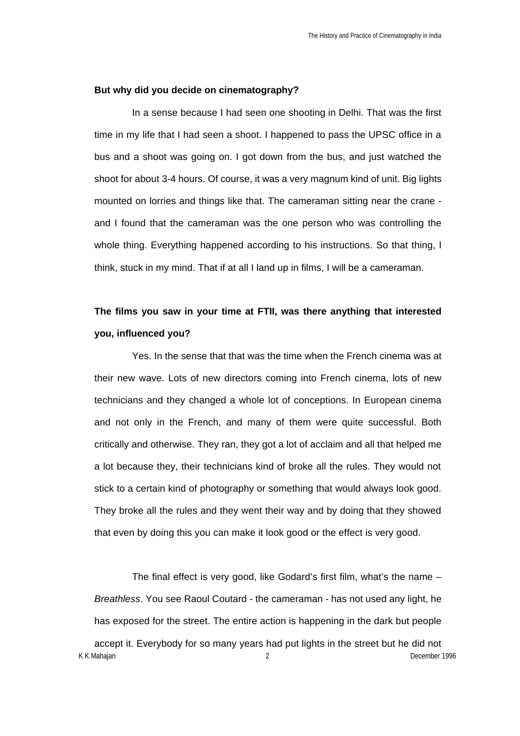**But why did you decide on cinematography?**

In a sense because I had seen one shooting in Delhi. That was the first time in my life that I had seen a shoot. I happened to pass the UPSC office in a bus and a shoot was going on. I got down from the bus, and just watched the shoot for about 3-4 hours. Of course, it was a very magnum kind of unit. Big lights mounted on lorries and things like that. The cameraman sitting near the crane - and I found that the cameraman was the one person who was controlling the whole thing. Everything happened according to his instructions. So that thing, I think, stuck in my mind. That if at all I land up in films, I will be a cameraman.

**The films you saw in your time at FTII, was there anything that interested you, influenced you?**

Yes. In the sense that that was the time when the French cinema was at their new wave. Lots of new directors coming into French cinema, lots of new technicians and they changed a whole lot of conceptions. In European cinema and not only in the French, and many of them were quite successful. Both critically and otherwise. They ran, they got a lot of acclaim and all that helped me a lot because they, their technicians kind of broke all the rules. They would not stick to a certain kind of photography or something that would always look good. They broke all the rules and they went their way and by doing that they showed that even by doing this you can make it look good or the effect is very good.

The final effect is very good, like Godard's first film, what's the name – *Breathless*. You see Raoul Coutard - the cameraman - has not used any light, he has exposed for the street. The entire action is happening in the dark but people accept it. Everybody for so many years had put lights in the street but he did not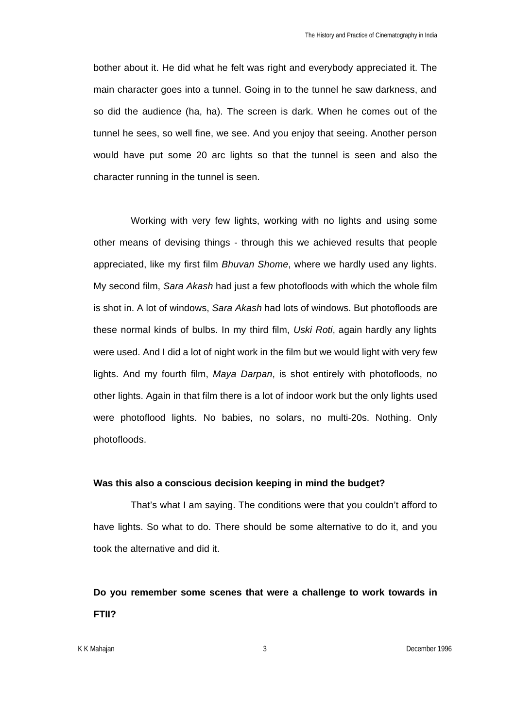bother about it. He did what he felt was right and everybody appreciated it. The main character goes into a tunnel. Going in to the tunnel he saw darkness, and so did the audience (ha, ha). The screen is dark. When he comes out of the tunnel he sees, so well fine, we see. And you enjoy that seeing. Another person would have put some 20 arc lights so that the tunnel is seen and also the character running in the tunnel is seen.

Working with very few lights, working with no lights and using some other means of devising things - through this we achieved results that people appreciated, like my first film *Bhuvan Shome*, where we hardly used any lights. My second film, *Sara Akash* had just a few photofloods with which the whole film is shot in. A lot of windows, *Sara Akash* had lots of windows. But photofloods are these normal kinds of bulbs. In my third film, *Uski Roti*, again hardly any lights were used. And I did a lot of night work in the film but we would light with very few lights. And my fourth film, *Maya Darpan*, is shot entirely with photofloods, no other lights. Again in that film there is a lot of indoor work but the only lights used were photoflood lights. No babies, no solars, no multi-20s. Nothing. Only photofloods.

**Was this also a conscious decision keeping in mind the budget?**

That's what I am saying. The conditions were that you couldn't afford to have lights. So what to do. There should be some alternative to do it, and you took the alternative and did it.

**Do you remember some scenes that were a challenge to work towards in FTII?**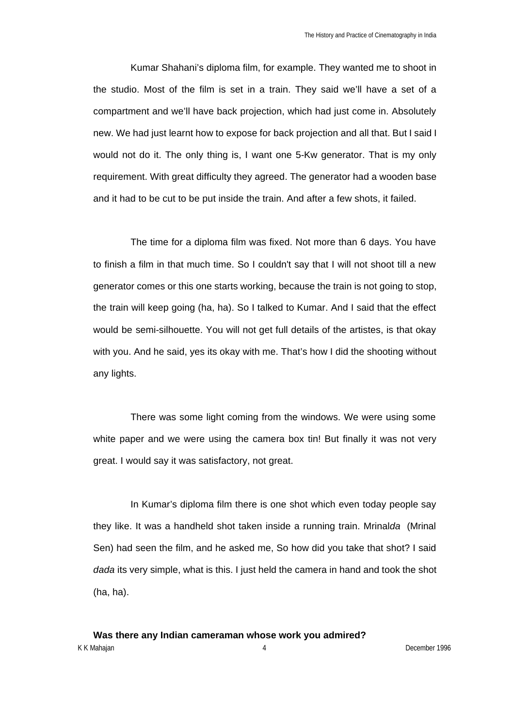Kumar Shahani's diploma film, for example. They wanted me to shoot in the studio. Most of the film is set in a train. They said we'll have a set of a compartment and we'll have back projection, which had just come in. Absolutely new. We had just learnt how to expose for back projection and all that. But I said I would not do it. The only thing is, I want one 5-Kw generator. That is my only requirement. With great difficulty they agreed. The generator had a wooden base and it had to be cut to be put inside the train. And after a few shots, it failed.

The time for a diploma film was fixed. Not more than 6 days. You have to finish a film in that much time. So I couldn't say that I will not shoot till a new generator comes or this one starts working, because the train is not going to stop, the train will keep going (ha, ha). So I talked to Kumar. And I said that the effect would be semi-silhouette. You will not get full details of the artistes, is that okay with you. And he said, yes its okay with me. That's how I did the shooting without any lights.

There was some light coming from the windows. We were using some white paper and we were using the camera box tin! But finally it was not very great. I would say it was satisfactory, not great.

In Kumar's diploma film there is one shot which even today people say they like. It was a handheld shot taken inside a running train. Mrinal*da* (Mrinal Sen) had seen the film, and he asked me, So how did you take that shot? I said *dada* its very simple, what is this. I just held the camera in hand and took the shot (ha, ha).

**Was there any Indian cameraman whose work you admired?**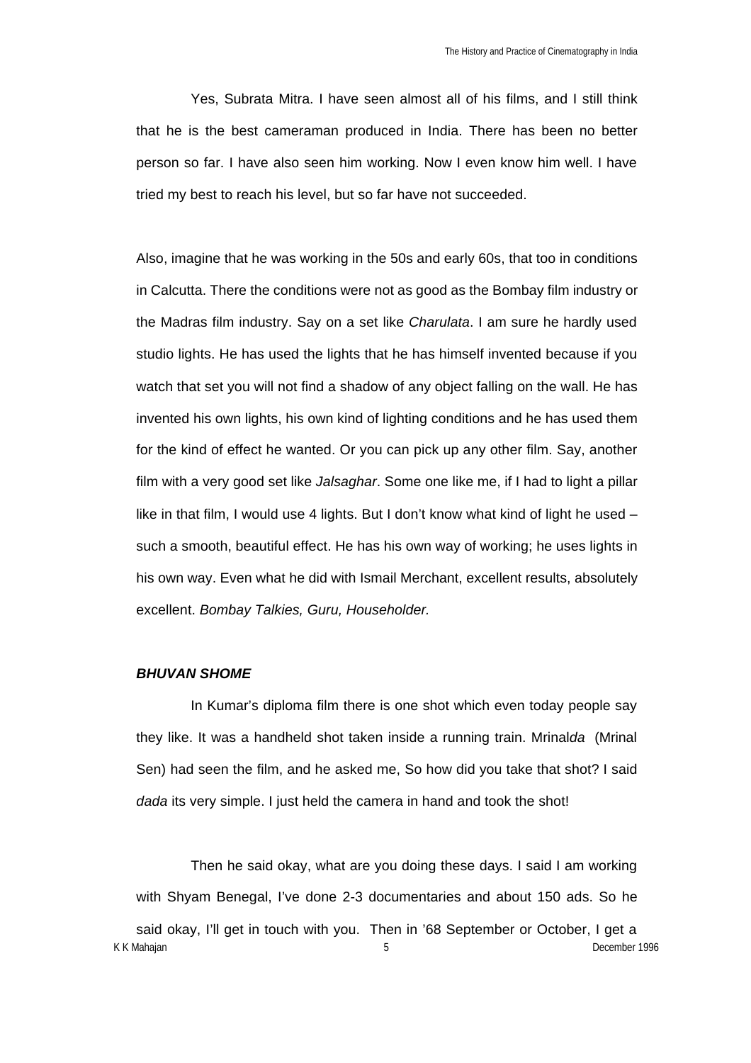Yes, Subrata Mitra. I have seen almost all of his films, and I still think that he is the best cameraman produced in India. There has been no better person so far. I have also seen him working. Now I even know him well. I have tried my best to reach his level, but so far have not succeeded.

Also, imagine that he was working in the 50s and early 60s, that too in conditions in Calcutta. There the conditions were not as good as the Bombay film industry or the Madras film industry. Say on a set like *Charulata*. I am sure he hardly used studio lights. He has used the lights that he has himself invented because if you watch that set you will not find a shadow of any object falling on the wall. He has invented his own lights, his own kind of lighting conditions and he has used them for the kind of effect he wanted. Or you can pick up any other film. Say, another film with a very good set like *Jalsaghar*. Some one like me, if I had to light a pillar like in that film, I would use 4 lights. But I don't know what kind of light he used – such a smooth, beautiful effect. He has his own way of working; he uses lights in his own way. Even what he did with Ismail Merchant, excellent results, absolutely excellent. *Bombay Talkies, Guru, Householder.*

### *BHUVAN SHOME*

In Kumar's diploma film there is one shot which even today people say they like. It was a handheld shot taken inside a running train. Mrinal*da* (Mrinal Sen) had seen the film, and he asked me, So how did you take that shot? I said *dada* its very simple. I just held the camera in hand and took the shot!

Then he said okay, what are you doing these days. I said I am working with Shyam Benegal, I've done 2-3 documentaries and about 150 ads. So he said okay, I'll get in touch with you. Then in '68 September or October, I get a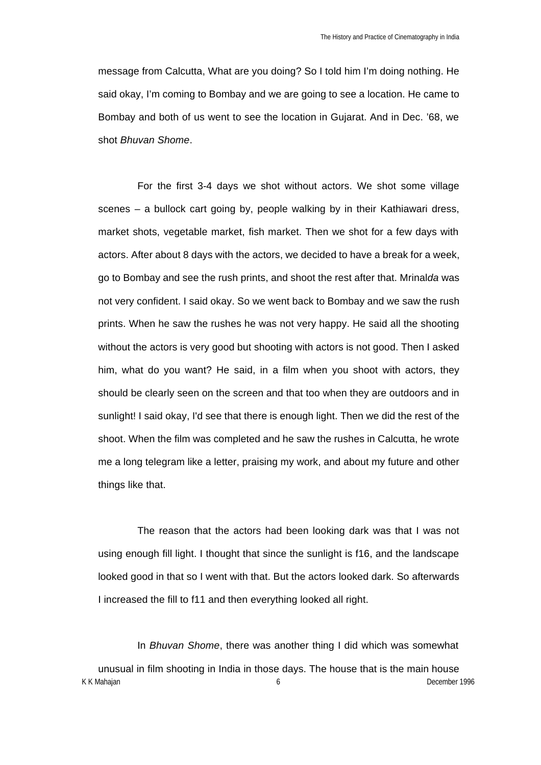message from Calcutta, What are you doing? So I told him I'm doing nothing. He said okay, I'm coming to Bombay and we are going to see a location. He came to Bombay and both of us went to see the location in Gujarat. And in Dec. '68, we shot *Bhuvan Shome*.

For the first 3-4 days we shot without actors. We shot some village scenes – a bullock cart going by, people walking by in their Kathiawari dress, market shots, vegetable market, fish market. Then we shot for a few days with actors. After about 8 days with the actors, we decided to have a break for a week, go to Bombay and see the rush prints, and shoot the rest after that. Mrinal*da* was not very confident. I said okay. So we went back to Bombay and we saw the rush prints. When he saw the rushes he was not very happy. He said all the shooting without the actors is very good but shooting with actors is not good. Then I asked him, what do you want? He said, in a film when you shoot with actors, they should be clearly seen on the screen and that too when they are outdoors and in sunlight! I said okay, I'd see that there is enough light. Then we did the rest of the shoot. When the film was completed and he saw the rushes in Calcutta, he wrote me a long telegram like a letter, praising my work, and about my future and other things like that.

The reason that the actors had been looking dark was that I was not using enough fill light. I thought that since the sunlight is f16, and the landscape looked good in that so I went with that. But the actors looked dark. So afterwards I increased the fill to f11 and then everything looked all right.

In *Bhuvan Shome*, there was another thing I did which was somewhat unusual in film shooting in India in those days. The house that is the main house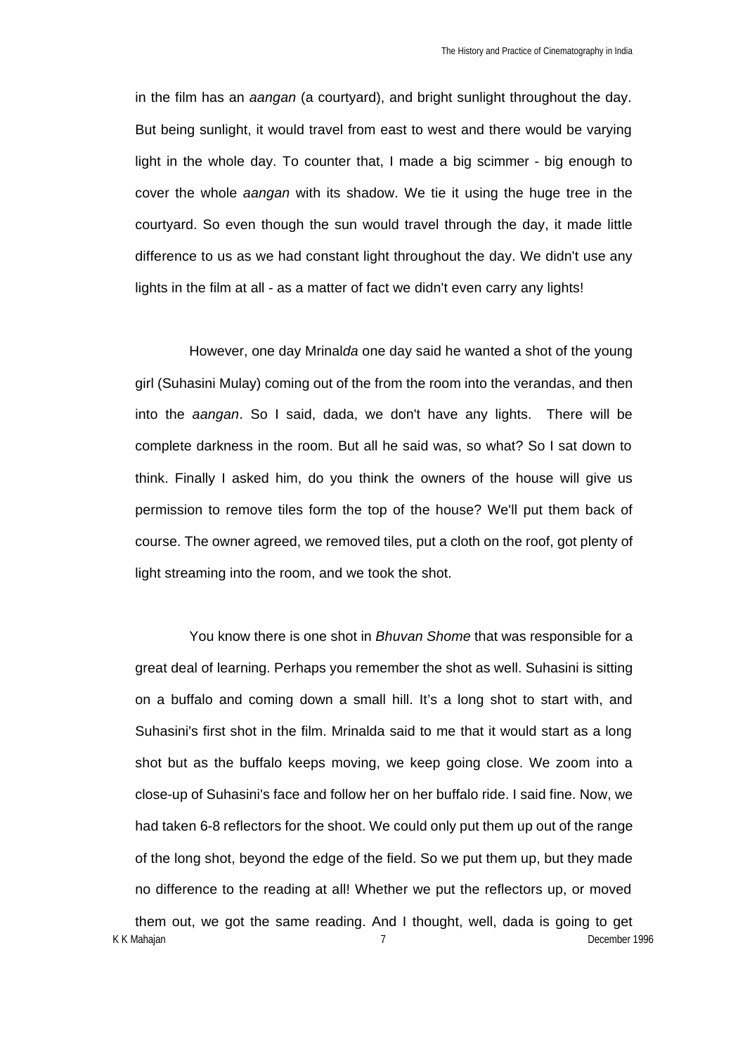in the film has an *aangan* (a courtyard), and bright sunlight throughout the day. But being sunlight, it would travel from east to west and there would be varying light in the whole day. To counter that, I made a big scimmer - big enough to cover the whole *aangan* with its shadow. We tie it using the huge tree in the courtyard. So even though the sun would travel through the day, it made little difference to us as we had constant light throughout the day. We didn't use any lights in the film at all - as a matter of fact we didn't even carry any lights!

However, one day Mrinal*da* one day said he wanted a shot of the young girl (Suhasini Mulay) coming out of the from the room into the verandas, and then into the *aangan*. So I said, dada, we don't have any lights. There will be complete darkness in the room. But all he said was, so what? So I sat down to think. Finally I asked him, do you think the owners of the house will give us permission to remove tiles form the top of the house? We'll put them back of course. The owner agreed, we removed tiles, put a cloth on the roof, got plenty of light streaming into the room, and we took the shot.

You know there is one shot in *Bhuvan Shome* that was responsible for a great deal of learning. Perhaps you remember the shot as well. Suhasini is sitting on a buffalo and coming down a small hill. It's a long shot to start with, and Suhasini's first shot in the film. Mrinalda said to me that it would start as a long shot but as the buffalo keeps moving, we keep going close. We zoom into a close-up of Suhasini's face and follow her on her buffalo ride. I said fine. Now, we had taken 6-8 reflectors for the shoot. We could only put them up out of the range of the long shot, beyond the edge of the field. So we put them up, but they made no difference to the reading at all! Whether we put the reflectors up, or moved them out, we got the same reading. And I thought, well, dada is going to get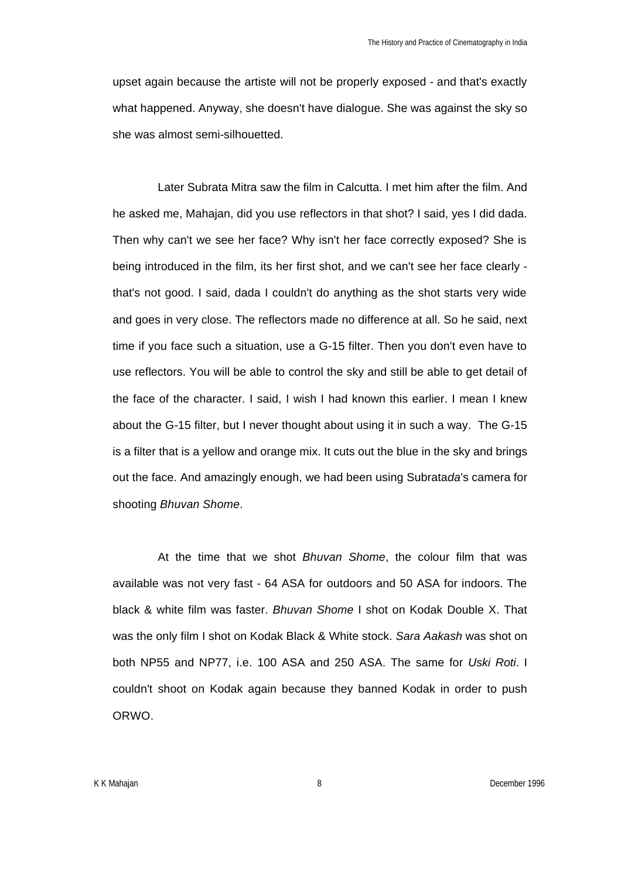upset again because the artiste will not be properly exposed - and that's exactly what happened. Anyway, she doesn't have dialogue. She was against the sky so she was almost semi-silhouetted.

Later Subrata Mitra saw the film in Calcutta. I met him after the film. And he asked me, Mahajan, did you use reflectors in that shot? I said, yes I did dada. Then why can't we see her face? Why isn't her face correctly exposed? She is being introduced in the film, its her first shot, and we can't see her face clearly - that's not good. I said, dada I couldn't do anything as the shot starts very wide and goes in very close. The reflectors made no difference at all. So he said, next time if you face such a situation, use a G-15 filter. Then you don't even have to use reflectors. You will be able to control the sky and still be able to get detail of the face of the character. I said, I wish I had known this earlier. I mean I knew about the G-15 filter, but I never thought about using it in such a way. The G-15 is a filter that is a yellow and orange mix. It cuts out the blue in the sky and brings out the face. And amazingly enough, we had been using Subrata*da*'s camera for shooting *Bhuvan Shome*.

At the time that we shot *Bhuvan Shome*, the colour film that was available was not very fast - 64 ASA for outdoors and 50 ASA for indoors. The black & white film was faster. *Bhuvan Shome* I shot on Kodak Double X. That was the only film I shot on Kodak Black & White stock. *Sara Aakash* was shot on both NP55 and NP77, i.e. 100 ASA and 250 ASA. The same for *Uski Roti*. I couldn't shoot on Kodak again because they banned Kodak in order to push ORWO.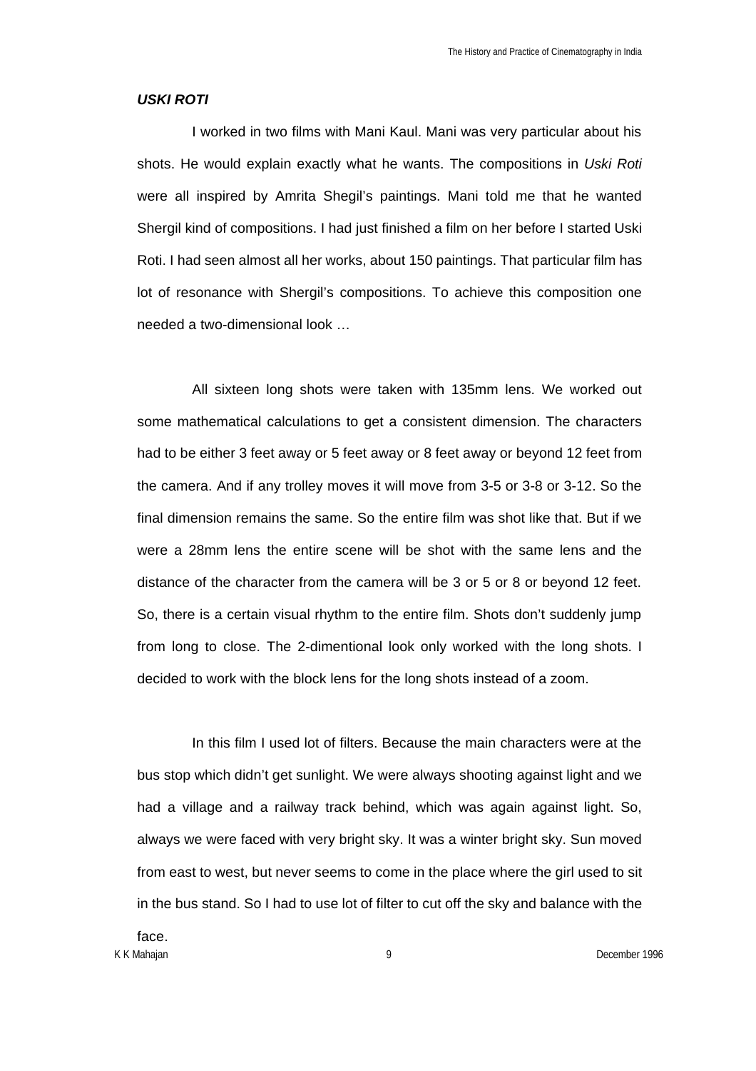***USKI ROTI***

I worked in two films with Mani Kaul. Mani was very particular about his shots. He would explain exactly what he wants. The compositions in *Uski Roti* were all inspired by Amrita Shegil's paintings. Mani told me that he wanted Shergil kind of compositions. I had just finished a film on her before I started Uski Roti. I had seen almost all her works, about 150 paintings. That particular film has lot of resonance with Shergil's compositions. To achieve this composition one needed a two-dimensional look …

All sixteen long shots were taken with 135mm lens. We worked out some mathematical calculations to get a consistent dimension. The characters had to be either 3 feet away or 5 feet away or 8 feet away or beyond 12 feet from the camera. And if any trolley moves it will move from 3-5 or 3-8 or 3-12. So the final dimension remains the same. So the entire film was shot like that. But if we were a 28mm lens the entire scene will be shot with the same lens and the distance of the character from the camera will be 3 or 5 or 8 or beyond 12 feet. So, there is a certain visual rhythm to the entire film. Shots don't suddenly jump from long to close. The 2-dimentional look only worked with the long shots. I decided to work with the block lens for the long shots instead of a zoom.

In this film I used lot of filters. Because the main characters were at the bus stop which didn't get sunlight. We were always shooting against light and we had a village and a railway track behind, which was again against light. So, always we were faced with very bright sky. It was a winter bright sky. Sun moved from east to west, but never seems to come in the place where the girl used to sit in the bus stand. So I had to use lot of filter to cut off the sky and balance with the face.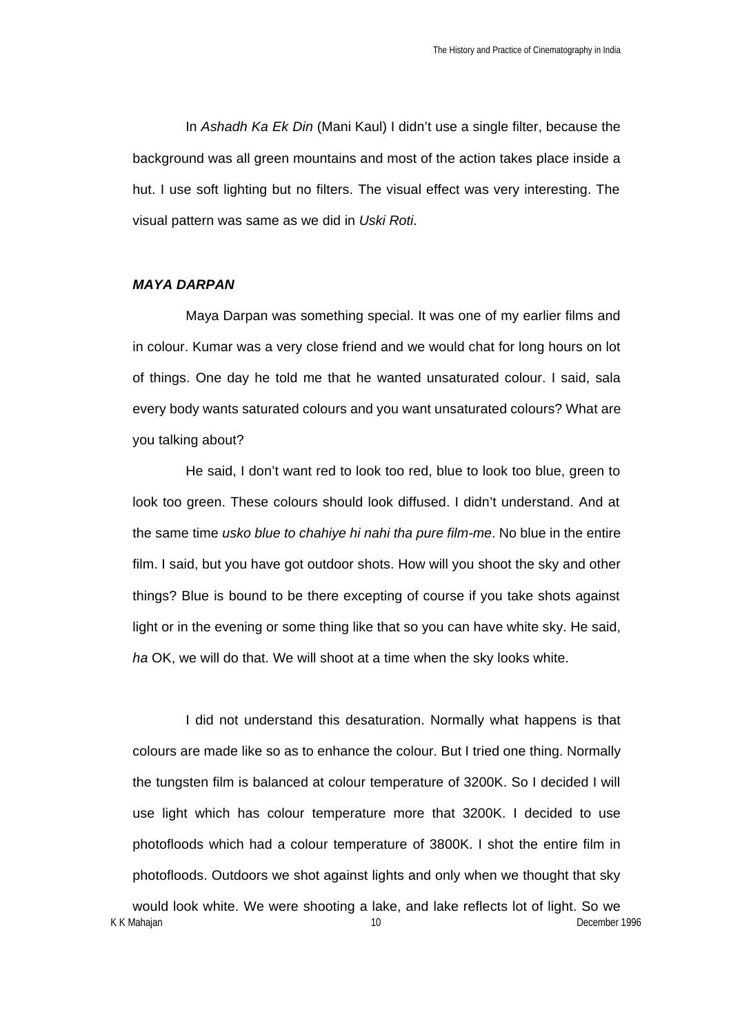In *Ashadh Ka Ek Din* (Mani Kaul) I didn't use a single filter, because the background was all green mountains and most of the action takes place inside a hut. I use soft lighting but no filters. The visual effect was very interesting. The visual pattern was same as we did in *Uski Roti*.

### *MAYA DARPAN*

Maya Darpan was something special. It was one of my earlier films and in colour. Kumar was a very close friend and we would chat for long hours on lot of things. One day he told me that he wanted unsaturated colour. I said, sala every body wants saturated colours and you want unsaturated colours? What are you talking about?

He said, I don't want red to look too red, blue to look too blue, green to look too green. These colours should look diffused. I didn't understand. And at the same time *usko blue to chahiye hi nahi tha pure film-me*. No blue in the entire film. I said, but you have got outdoor shots. How will you shoot the sky and other things? Blue is bound to be there excepting of course if you take shots against light or in the evening or some thing like that so you can have white sky. He said, *ha* OK, we will do that. We will shoot at a time when the sky looks white.

I did not understand this desaturation. Normally what happens is that colours are made like so as to enhance the colour. But I tried one thing. Normally the tungsten film is balanced at colour temperature of 3200K. So I decided I will use light which has colour temperature more that 3200K. I decided to use photofloods which had a colour temperature of 3800K. I shot the entire film in photofloods. Outdoors we shot against lights and only when we thought that sky would look white. We were shooting a lake, and lake reflects lot of light. So we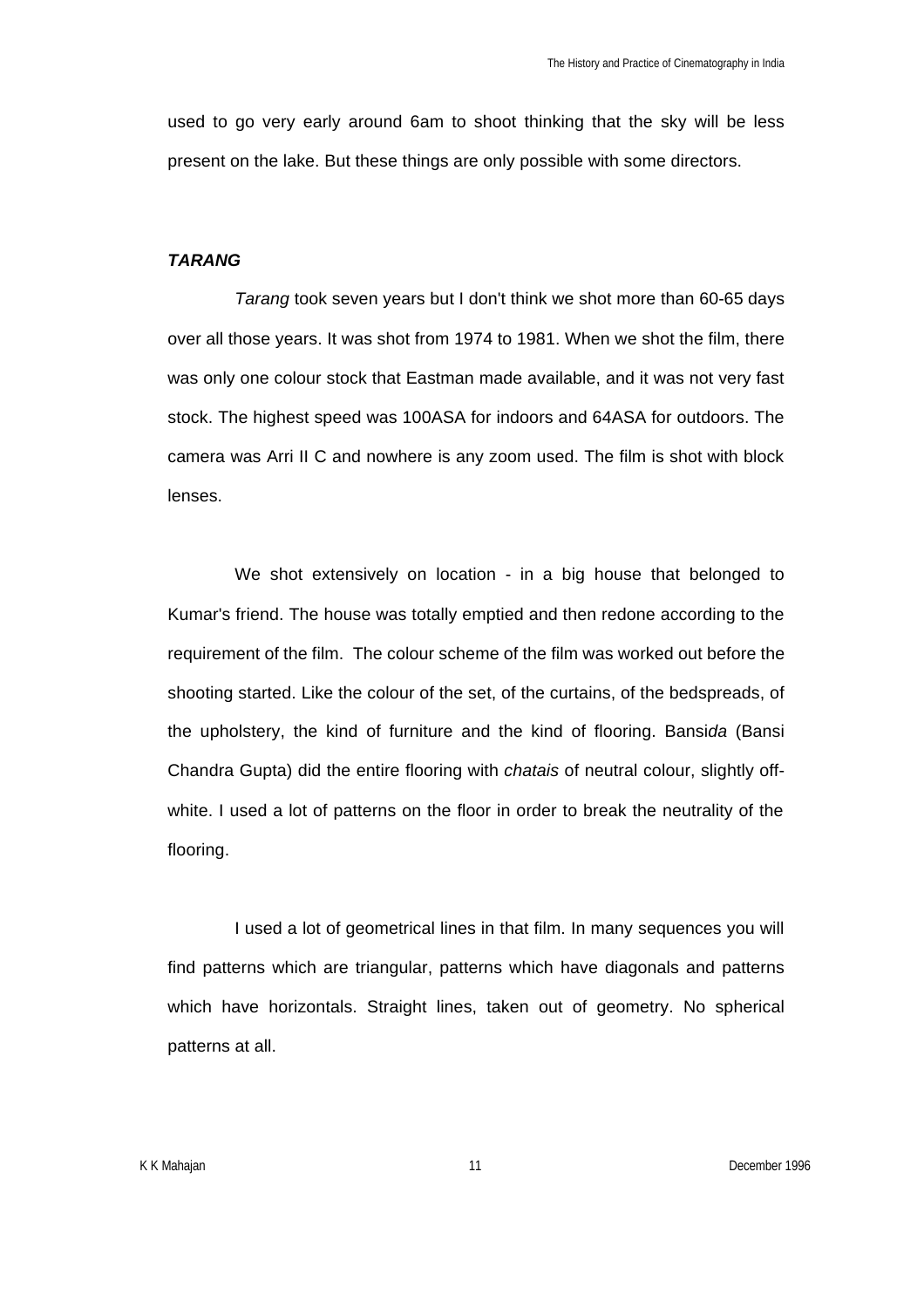used to go very early around 6am to shoot thinking that the sky will be less present on the lake. But these things are only possible with some directors.

### ***TARANG***

*Tarang* took seven years but I don't think we shot more than 60-65 days over all those years. It was shot from 1974 to 1981. When we shot the film, there was only one colour stock that Eastman made available, and it was not very fast stock. The highest speed was 100ASA for indoors and 64ASA for outdoors. The camera was Arri II C and nowhere is any zoom used. The film is shot with block lenses.

We shot extensively on location - in a big house that belonged to Kumar's friend. The house was totally emptied and then redone according to the requirement of the film. The colour scheme of the film was worked out before the shooting started. Like the colour of the set, of the curtains, of the bedspreads, of the upholstery, the kind of furniture and the kind of flooring. Bansi*da* (Bansi Chandra Gupta) did the entire flooring with *chatais* of neutral colour, slightly off-white. I used a lot of patterns on the floor in order to break the neutrality of the flooring.

I used a lot of geometrical lines in that film. In many sequences you will find patterns which are triangular, patterns which have diagonals and patterns which have horizontals. Straight lines, taken out of geometry. No spherical patterns at all.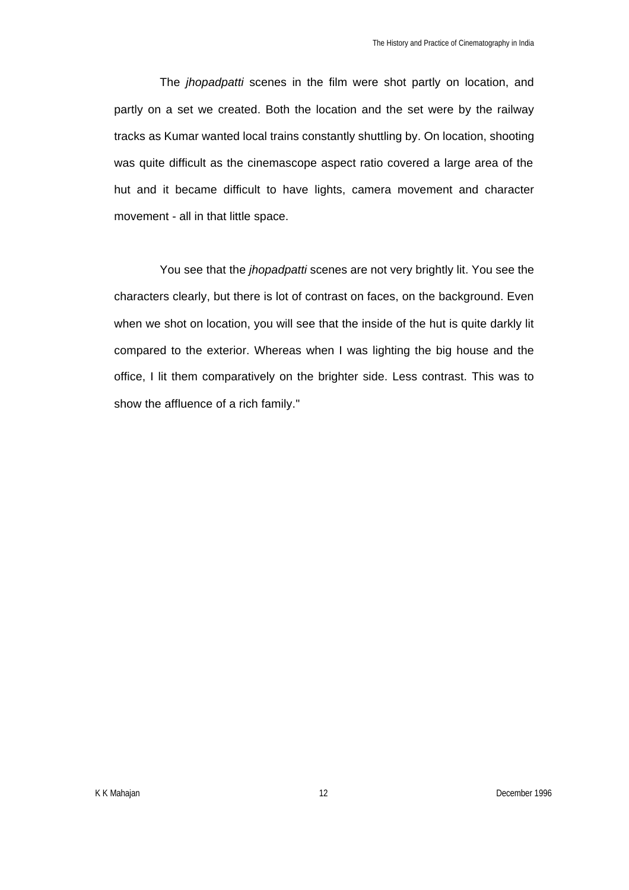The *jhopadpatti* scenes in the film were shot partly on location, and partly on a set we created. Both the location and the set were by the railway tracks as Kumar wanted local trains constantly shuttling by. On location, shooting was quite difficult as the cinemascope aspect ratio covered a large area of the hut and it became difficult to have lights, camera movement and character movement - all in that little space.

You see that the *jhopadpatti* scenes are not very brightly lit. You see the characters clearly, but there is lot of contrast on faces, on the background. Even when we shot on location, you will see that the inside of the hut is quite darkly lit compared to the exterior. Whereas when I was lighting the big house and the office, I lit them comparatively on the brighter side. Less contrast. This was to show the affluence of a rich family."